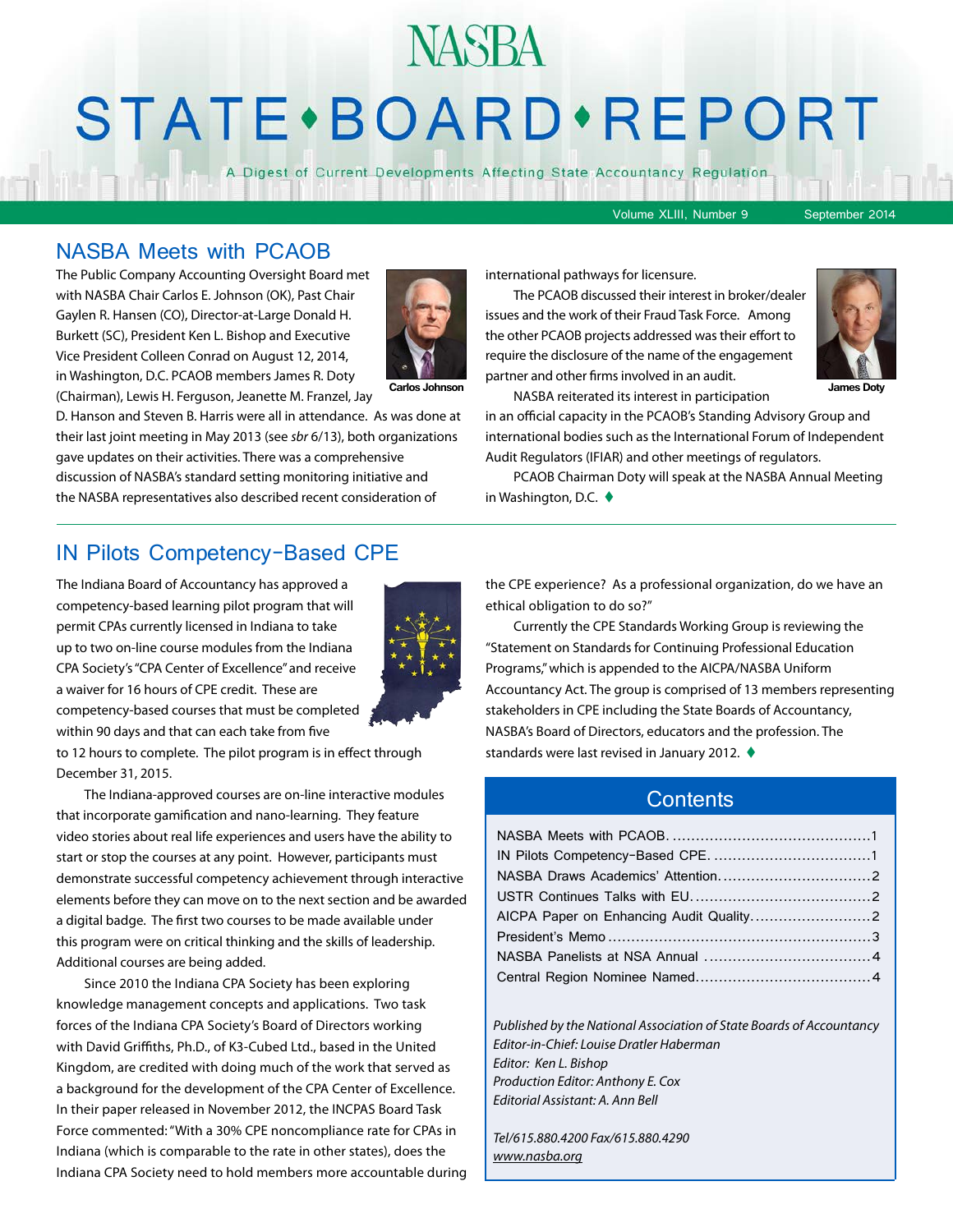# NASBA STATE • BOARD • REPORT

A Digest of Current Developments Affecting State Accountancy Regulation

Volume XLIII, Number 9 September 2014

## NASBA Meets with PCAOB

The Public Company Accounting Oversight Board met with NASBA Chair Carlos E. Johnson (OK), Past Chair Gaylen R. Hansen (CO), Director-at-Large Donald H. Burkett (SC), President Ken L. Bishop and Executive Vice President Colleen Conrad on August 12, 2014, in Washington, D.C. PCAOB members James R. Doty (Chairman), Lewis H. Ferguson, Jeanette M. Franzel, Jay D. Hanson and Steven B. Harris were all in attendance. As was done at their last joint meeting in May 2013 (see *sbr* 6/13), both organizations gave updates on their activities. There was a comprehensive discussion of NASBA's standard setting monitoring initiative and the NASBA representatives also described recent consideration of international pathways for licensure.

Carlos Johnson

The PCAOB discussed their interest in broker/dealer issues and the work of their Fraud Task Force. Among the other PCAOB projects addressed was their effort to require the disclosure of the name of the engagement partner and other firms involved in an audit.

James Doty

NASBA reiterated its interest in participation in an official capacity in the PCAOB's Standing Advisory Group and international bodies such as the International Forum of Independent Audit Regulators (IFIAR) and other meetings of regulators.

PCAOB Chairman Doty will speak at the NASBA Annual Meeting in Washington, D.C. ♦

## IN Pilots Competency-Based CPE

The Indiana Board of Accountancy has approved a competency-based learning pilot program that will permit CPAs currently licensed in Indiana to take up to two on-line course modules from the Indiana CPA Society's "CPA Center of Excellence" and receive a waiver for 16 hours of CPE credit. These are competency-based courses that must be completed within 90 days and that can each take from five to 12 hours to complete. The pilot program is in effect through December 31, 2015.

The Indiana-approved courses are on-line interactive modules that incorporate gamification and nano-learning. They feature video stories about real life experiences and users have the ability to start or stop the courses at any point. However, participants must demonstrate successful competency achievement through interactive elements before they can move on to the next section and be awarded a digital badge. The first two courses to be made available under this program were on critical thinking and the skills of leadership. Additional courses are being added.

Since 2010 the Indiana CPA Society has been exploring knowledge management concepts and applications. Two task forces of the Indiana CPA Society's Board of Directors working with David Griffiths, Ph.D., of K3-Cubed Ltd., based in the United Kingdom, are credited with doing much of the work that served as a background for the development of the CPA Center of Excellence. In their paper released in November 2012, the INCPAS Board Task Force commented: "With a 30% CPE noncompliance rate for CPAs in Indiana (which is comparable to the rate in other states), does the Indiana CPA Society need to hold members more accountable during the CPE experience? As a professional organization, do we have an ethical obligation to do so?"

Currently the CPE Standards Working Group is reviewing the "Statement on Standards for Continuing Professional Education Programs," which is appended to the AICPA/NASBA Uniform Accountancy Act. The group is comprised of 13 members representing stakeholders in CPE including the State Boards of Accountancy, NASBA's Board of Directors, educators and the profession. The standards were last revised in January 2012. ♦

## Contents

- NASBA Meets with PCAOB .......... 1
- IN Pilots Competency-Based CPE .......... 1
- NASBA Draws Academics' Attention .......... 2
- USTR Continues Talks with EU .......... 2
- AICPA Paper on Enhancing Audit Quality .......... 2
- President's Memo .......... 3
- NASBA Panelists at NSA Annual .......... 4
- Central Region Nominee Named .......... 4

*Published by the National Association of State Boards of Accountancy*
*Editor-in-Chief: Louise Dratler Haberman*
*Editor: Ken L. Bishop*
*Production Editor: Anthony E. Cox*
*Editorial Assistant: A. Ann Bell*

*Tel/615.880.4200 Fax/615.880.4290*
*www.nasba.org*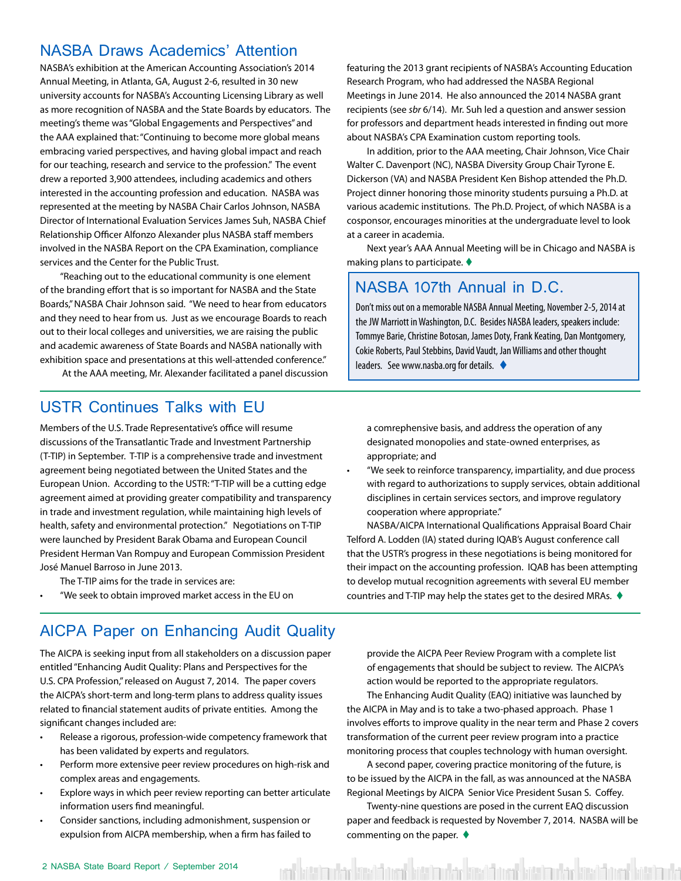## NASBA Draws Academics' Attention

NASBA's exhibition at the American Accounting Association's 2014 Annual Meeting, in Atlanta, GA, August 2-6, resulted in 30 new university accounts for NASBA's Accounting Licensing Library as well as more recognition of NASBA and the State Boards by educators. The meeting's theme was "Global Engagements and Perspectives" and the AAA explained that: "Continuing to become more global means embracing varied perspectives, and having global impact and reach for our teaching, research and service to the profession." The event drew a reported 3,900 attendees, including academics and others interested in the accounting profession and education. NASBA was represented at the meeting by NASBA Chair Carlos Johnson, NASBA Director of International Evaluation Services James Suh, NASBA Chief Relationship Officer Alfonzo Alexander plus NASBA staff members involved in the NASBA Report on the CPA Examination, compliance services and the Center for the Public Trust.

"Reaching out to the educational community is one element of the branding effort that is so important for NASBA and the State Boards," NASBA Chair Johnson said. "We need to hear from educators and they need to hear from us. Just as we encourage Boards to reach out to their local colleges and universities, we are raising the public and academic awareness of State Boards and NASBA nationally with exhibition space and presentations at this well-attended conference."

At the AAA meeting, Mr. Alexander facilitated a panel discussion featuring the 2013 grant recipients of NASBA's Accounting Education Research Program, who had addressed the NASBA Regional Meetings in June 2014. He also announced the 2014 NASBA grant recipients (see *sbr* 6/14). Mr. Suh led a question and answer session for professors and department heads interested in finding out more about NASBA's CPA Examination custom reporting tools.

In addition, prior to the AAA meeting, Chair Johnson, Vice Chair Walter C. Davenport (NC), NASBA Diversity Group Chair Tyrone E. Dickerson (VA) and NASBA President Ken Bishop attended the Ph.D. Project dinner honoring those minority students pursuing a Ph.D. at various academic institutions. The Ph.D. Project, of which NASBA is a cosponsor, encourages minorities at the undergraduate level to look at a career in academia.

Next year's AAA Annual Meeting will be in Chicago and NASBA is making plans to participate. ♦

## NASBA 107th Annual in D.C.

Don't miss out on a memorable NASBA Annual Meeting, November 2-5, 2014 at the JW Marriott in Washington, D.C. Besides NASBA leaders, speakers include: Tommye Barie, Christine Botosan, James Doty, Frank Keating, Dan Montgomery, Cokie Roberts, Paul Stebbins, David Vaudt, Jan Williams and other thought leaders. See www.nasba.org for details. ♦

## USTR Continues Talks with EU

Members of the U.S. Trade Representative's office will resume discussions of the Transatlantic Trade and Investment Partnership (T-TIP) in September. T-TIP is a comprehensive trade and investment agreement being negotiated between the United States and the European Union. According to the USTR: "T-TIP will be a cutting edge agreement aimed at providing greater compatibility and transparency in trade and investment regulation, while maintaining high levels of health, safety and environmental protection." Negotiations on T-TIP were launched by President Barak Obama and European Council President Herman Van Rompuy and European Commission President José Manuel Barroso in June 2013.

The T-TIP aims for the trade in services are:

- "We seek to obtain improved market access in the EU on a comrehensive basis, and address the operation of any designated monopolies and state-owned enterprises, as appropriate; and
- "We seek to reinforce transparency, impartiality, and due process with regard to authorizations to supply services, obtain additional disciplines in certain services sectors, and improve regulatory cooperation where appropriate."

NASBA/AICPA International Qualifications Appraisal Board Chair Telford A. Lodden (IA) stated during IQAB's August conference call that the USTR's progress in these negotiations is being monitored for their impact on the accounting profession. IQAB has been attempting to develop mutual recognition agreements with several EU member countries and T-TIP may help the states get to the desired MRAs. ♦

## AICPA Paper on Enhancing Audit Quality

The AICPA is seeking input from all stakeholders on a discussion paper entitled "Enhancing Audit Quality: Plans and Perspectives for the U.S. CPA Profession," released on August 7, 2014. The paper covers the AICPA's short-term and long-term plans to address quality issues related to financial statement audits of private entities. Among the significant changes included are:

- Release a rigorous, profession-wide competency framework that has been validated by experts and regulators.
- Perform more extensive peer review procedures on high-risk and complex areas and engagements.
- Explore ways in which peer review reporting can better articulate information users find meaningful.
- Consider sanctions, including admonishment, suspension or expulsion from AICPA membership, when a firm has failed to provide the AICPA Peer Review Program with a complete list of engagements that should be subject to review. The AICPA's action would be reported to the appropriate regulators.

The Enhancing Audit Quality (EAQ) initiative was launched by the AICPA in May and is to take a two-phased approach. Phase 1 involves efforts to improve quality in the near term and Phase 2 covers transformation of the current peer review program into a practice monitoring process that couples technology with human oversight.

A second paper, covering practice monitoring of the future, is to be issued by the AICPA in the fall, as was announced at the NASBA Regional Meetings by AICPA Senior Vice President Susan S. Coffey.

Twenty-nine questions are posed in the current EAQ discussion paper and feedback is requested by November 7, 2014. NASBA will be commenting on the paper. ♦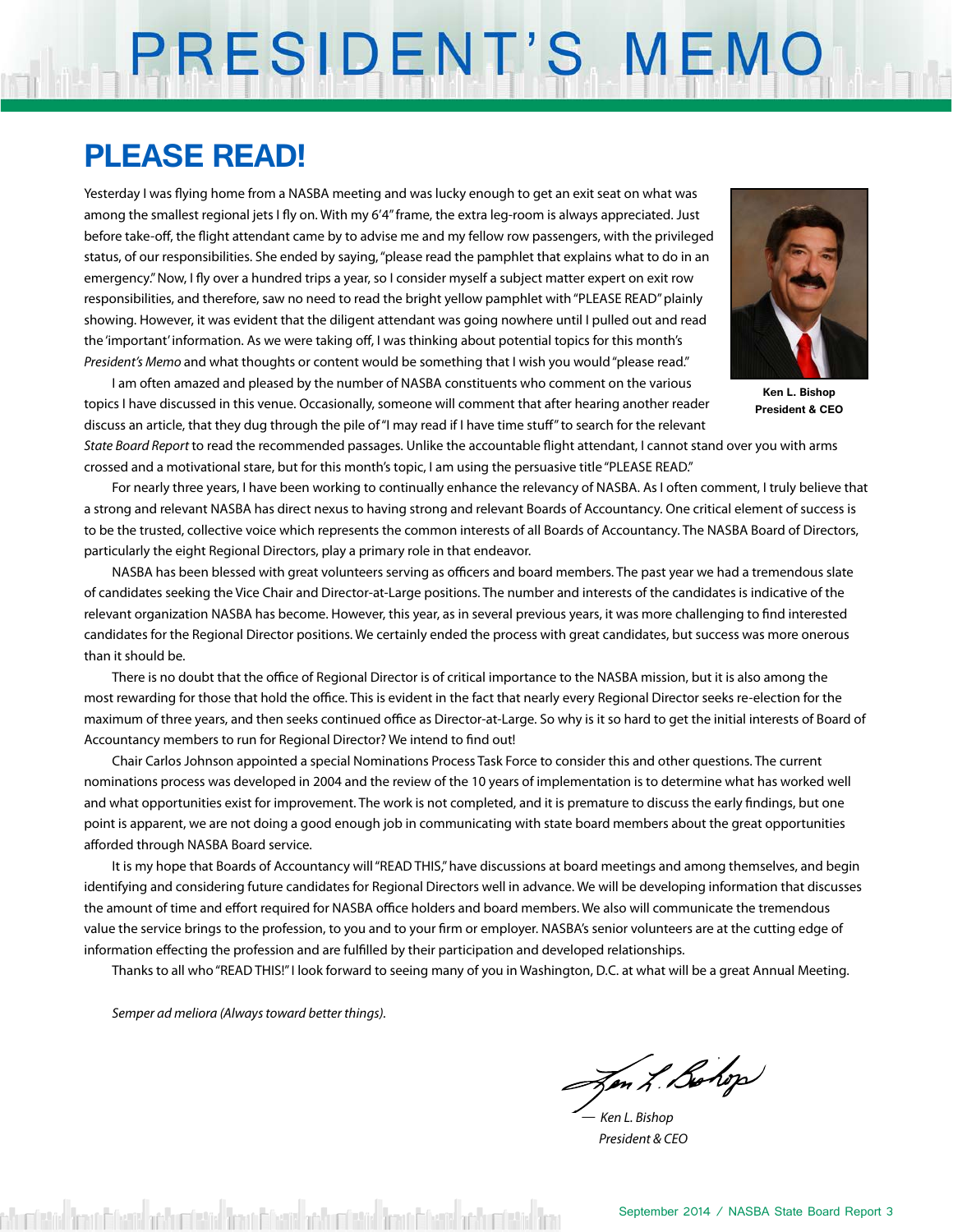# PRESIDENT'S MEMO

## PLEASE READ!

Yesterday I was flying home from a NASBA meeting and was lucky enough to get an exit seat on what was among the smallest regional jets I fly on. With my 6'4" frame, the extra leg-room is always appreciated. Just before take-off, the flight attendant came by to advise me and my fellow row passengers, with the privileged status, of our responsibilities. She ended by saying, "please read the pamphlet that explains what to do in an emergency." Now, I fly over a hundred trips a year, so I consider myself a subject matter expert on exit row responsibilities, and therefore, saw no need to read the bright yellow pamphlet with "PLEASE READ" plainly showing. However, it was evident that the diligent attendant was going nowhere until I pulled out and read the 'important' information. As we were taking off, I was thinking about potential topics for this month's *President's Memo* and what thoughts or content would be something that I wish you would "please read."

**Ken L. Bishop**
**President & CEO**

I am often amazed and pleased by the number of NASBA constituents who comment on the various topics I have discussed in this venue. Occasionally, someone will comment that after hearing another reader discuss an article, that they dug through the pile of "I may read if I have time stuff" to search for the relevant *State Board Report* to read the recommended passages. Unlike the accountable flight attendant, I cannot stand over you with arms crossed and a motivational stare, but for this month's topic, I am using the persuasive title "PLEASE READ."

For nearly three years, I have been working to continually enhance the relevancy of NASBA. As I often comment, I truly believe that a strong and relevant NASBA has direct nexus to having strong and relevant Boards of Accountancy. One critical element of success is to be the trusted, collective voice which represents the common interests of all Boards of Accountancy. The NASBA Board of Directors, particularly the eight Regional Directors, play a primary role in that endeavor.

NASBA has been blessed with great volunteers serving as officers and board members. The past year we had a tremendous slate of candidates seeking the Vice Chair and Director-at-Large positions. The number and interests of the candidates is indicative of the relevant organization NASBA has become. However, this year, as in several previous years, it was more challenging to find interested candidates for the Regional Director positions. We certainly ended the process with great candidates, but success was more onerous than it should be.

There is no doubt that the office of Regional Director is of critical importance to the NASBA mission, but it is also among the most rewarding for those that hold the office. This is evident in the fact that nearly every Regional Director seeks re-election for the maximum of three years, and then seeks continued office as Director-at-Large. So why is it so hard to get the initial interests of Board of Accountancy members to run for Regional Director? We intend to find out!

Chair Carlos Johnson appointed a special Nominations Process Task Force to consider this and other questions. The current nominations process was developed in 2004 and the review of the 10 years of implementation is to determine what has worked well and what opportunities exist for improvement. The work is not completed, and it is premature to discuss the early findings, but one point is apparent, we are not doing a good enough job in communicating with state board members about the great opportunities afforded through NASBA Board service.

It is my hope that Boards of Accountancy will "READ THIS," have discussions at board meetings and among themselves, and begin identifying and considering future candidates for Regional Directors well in advance. We will be developing information that discusses the amount of time and effort required for NASBA office holders and board members. We also will communicate the tremendous value the service brings to the profession, to you and to your firm or employer. NASBA's senior volunteers are at the cutting edge of information effecting the profession and are fulfilled by their participation and developed relationships.

Thanks to all who "READ THIS!" I look forward to seeing many of you in Washington, D.C. at what will be a great Annual Meeting.

*Semper ad meliora (Always toward better things).*

*— Ken L. Bishop*
*President & CEO*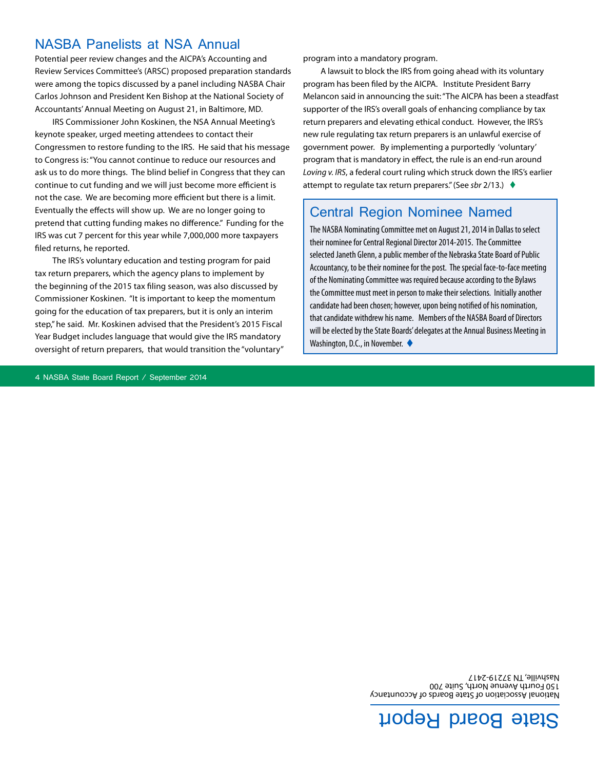## NASBA Panelists at NSA Annual

Potential peer review changes and the AICPA's Accounting and Review Services Committee's (ARSC) proposed preparation standards were among the topics discussed by a panel including NASBA Chair Carlos Johnson and President Ken Bishop at the National Society of Accountants' Annual Meeting on August 21, in Baltimore, MD.

IRS Commissioner John Koskinen, the NSA Annual Meeting's keynote speaker, urged meeting attendees to contact their Congressmen to restore funding to the IRS. He said that his message to Congress is: "You cannot continue to reduce our resources and ask us to do more things. The blind belief in Congress that they can continue to cut funding and we will just become more efficient is not the case. We are becoming more efficient but there is a limit. Eventually the effects will show up. We are no longer going to pretend that cutting funding makes no difference." Funding for the IRS was cut 7 percent for this year while 7,000,000 more taxpayers filed returns, he reported.

The IRS's voluntary education and testing program for paid tax return preparers, which the agency plans to implement by the beginning of the 2015 tax filing season, was also discussed by Commissioner Koskinen. "It is important to keep the momentum going for the education of tax preparers, but it is only an interim step," he said. Mr. Koskinen advised that the President's 2015 Fiscal Year Budget includes language that would give the IRS mandatory oversight of return preparers, that would transition the "voluntary" program into a mandatory program.

A lawsuit to block the IRS from going ahead with its voluntary program has been filed by the AICPA. Institute President Barry Melancon said in announcing the suit: "The AICPA has been a steadfast supporter of the IRS's overall goals of enhancing compliance by tax return preparers and elevating ethical conduct. However, the IRS's new rule regulating tax return preparers is an unlawful exercise of government power. By implementing a purportedly 'voluntary' program that is mandatory in effect, the rule is an end-run around *Loving v. IRS*, a federal court ruling which struck down the IRS's earlier attempt to regulate tax return preparers." (See *sbr* 2/13.) ♦

## Central Region Nominee Named

The NASBA Nominating Committee met on August 21, 2014 in Dallas to select their nominee for Central Regional Director 2014-2015. The Committee selected Janeth Glenn, a public member of the Nebraska State Board of Public Accountancy, to be their nominee for the post. The special face-to-face meeting of the Nominating Committee was required because according to the Bylaws the Committee must meet in person to make their selections. Initially another candidate had been chosen; however, upon being notified of his nomination, that candidate withdrew his name. Members of the NASBA Board of Directors will be elected by the State Boards' delegates at the Annual Business Meeting in Washington, D.C., in November. ♦

State Board Report

National Association of State Boards of Accountancy
150 Fourth Avenue North, Suite 700
Nashville, TN 37219-2417